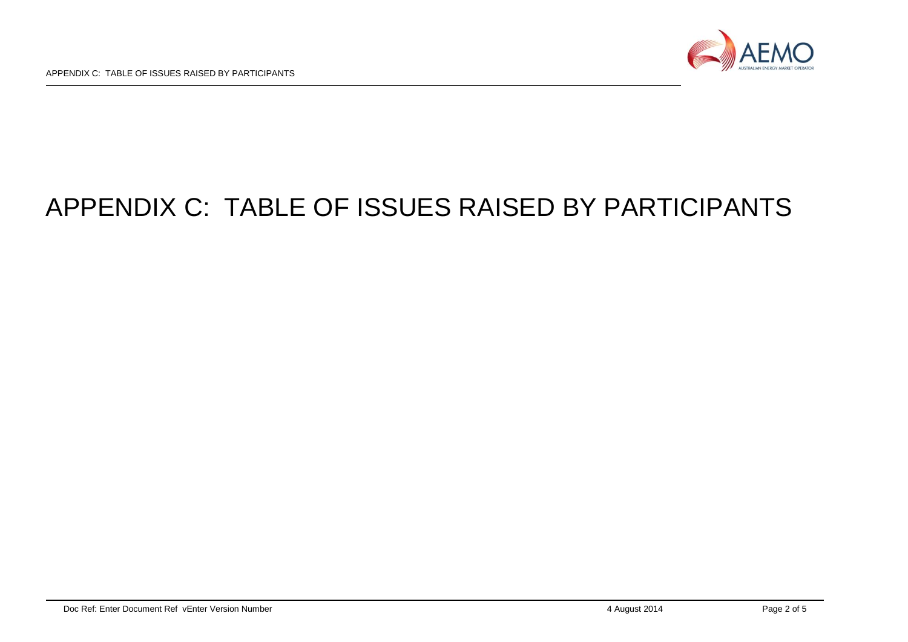# APPENDIX C: TABLE OF ISSUES RAISED BY PARTICIPANTS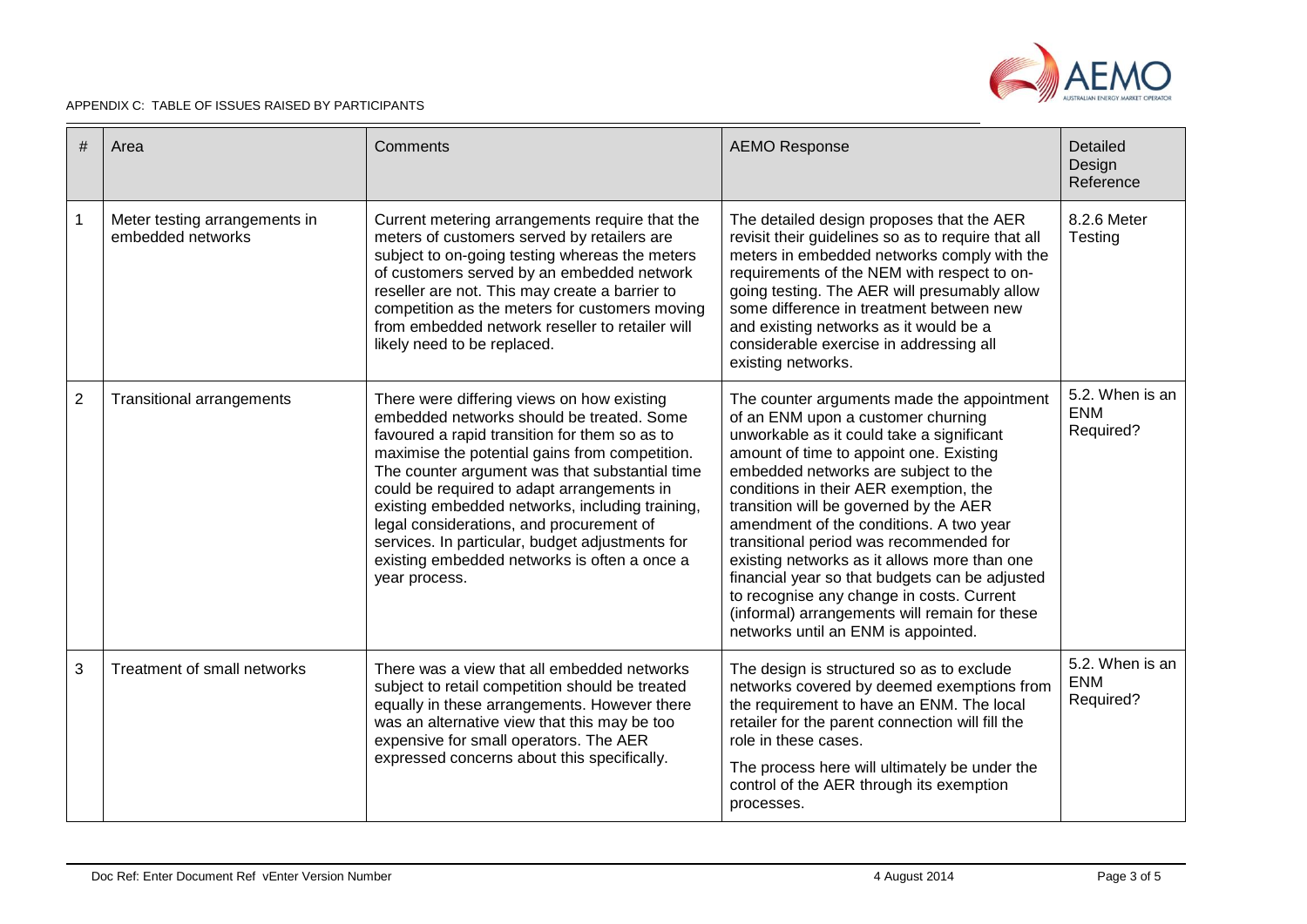| # | Area | Comments | AEMO Response | Detailed Design Reference |
|---|---|---|---|---|
| 1 | Meter testing arrangements in embedded networks | Current metering arrangements require that the meters of customers served by retailers are subject to on-going testing whereas the meters of customers served by an embedded network reseller are not. This may create a barrier to competition as the meters for customers moving from embedded network reseller to retailer will likely need to be replaced. | The detailed design proposes that the AER revisit their guidelines so as to require that all meters in embedded networks comply with the requirements of the NEM with respect to on-going testing. The AER will presumably allow some difference in treatment between new and existing networks as it would be a considerable exercise in addressing all existing networks. | 8.2.6 Meter Testing |
| 2 | Transitional arrangements | There were differing views on how existing embedded networks should be treated. Some favoured a rapid transition for them so as to maximise the potential gains from competition. The counter argument was that substantial time could be required to adapt arrangements in existing embedded networks, including training, legal considerations, and procurement of services. In particular, budget adjustments for existing embedded networks is often a once a year process. | The counter arguments made the appointment of an ENM upon a customer churning unworkable as it could take a significant amount of time to appoint one. Existing embedded networks are subject to the conditions in their AER exemption, the transition will be governed by the AER amendment of the conditions. A two year transitional period was recommended for existing networks as it allows more than one financial year so that budgets can be adjusted to recognise any change in costs. Current (informal) arrangements will remain for these networks until an ENM is appointed. | 5.2. When is an ENM Required? |
| 3 | Treatment of small networks | There was a view that all embedded networks subject to retail competition should be treated equally in these arrangements. However there was an alternative view that this may be too expensive for small operators. The AER expressed concerns about this specifically. | The design is structured so as to exclude networks covered by deemed exemptions from the requirement to have an ENM. The local retailer for the parent connection will fill the role in these cases.<br><br>The process here will ultimately be under the control of the AER through its exemption processes. | 5.2. When is an ENM Required? |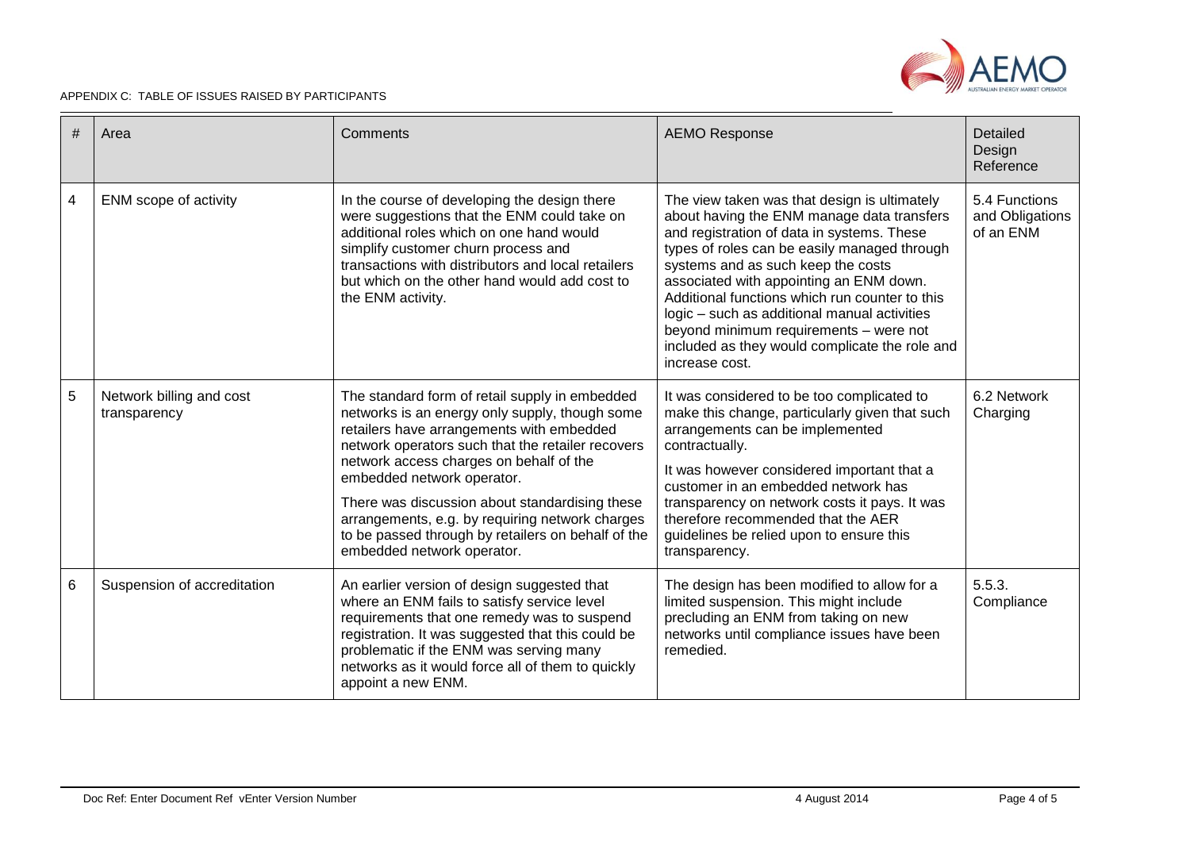| # | Area | Comments | AEMO Response | Detailed Design Reference |
|---|---|---|---|---|
| 4 | ENM scope of activity | In the course of developing the design there were suggestions that the ENM could take on additional roles which on one hand would simplify customer churn process and transactions with distributors and local retailers but which on the other hand would add cost to the ENM activity. | The view taken was that design is ultimately about having the ENM manage data transfers and registration of data in systems. These types of roles can be easily managed through systems and as such keep the costs associated with appointing an ENM down. Additional functions which run counter to this logic – such as additional manual activities beyond minimum requirements – were not included as they would complicate the role and increase cost. | 5.4 Functions and Obligations of an ENM |
| 5 | Network billing and cost transparency | The standard form of retail supply in embedded networks is an energy only supply, though some retailers have arrangements with embedded network operators such that the retailer recovers network access charges on behalf of the embedded network operator.<br><br>There was discussion about standardising these arrangements, e.g. by requiring network charges to be passed through by retailers on behalf of the embedded network operator. | It was considered to be too complicated to make this change, particularly given that such arrangements can be implemented contractually.<br><br>It was however considered important that a customer in an embedded network has transparency on network costs it pays. It was therefore recommended that the AER guidelines be relied upon to ensure this transparency. | 6.2 Network Charging |
| 6 | Suspension of accreditation | An earlier version of design suggested that where an ENM fails to satisfy service level requirements that one remedy was to suspend registration. It was suggested that this could be problematic if the ENM was serving many networks as it would force all of them to quickly appoint a new ENM. | The design has been modified to allow for a limited suspension. This might include precluding an ENM from taking on new networks until compliance issues have been remedied. | 5.5.3. Compliance |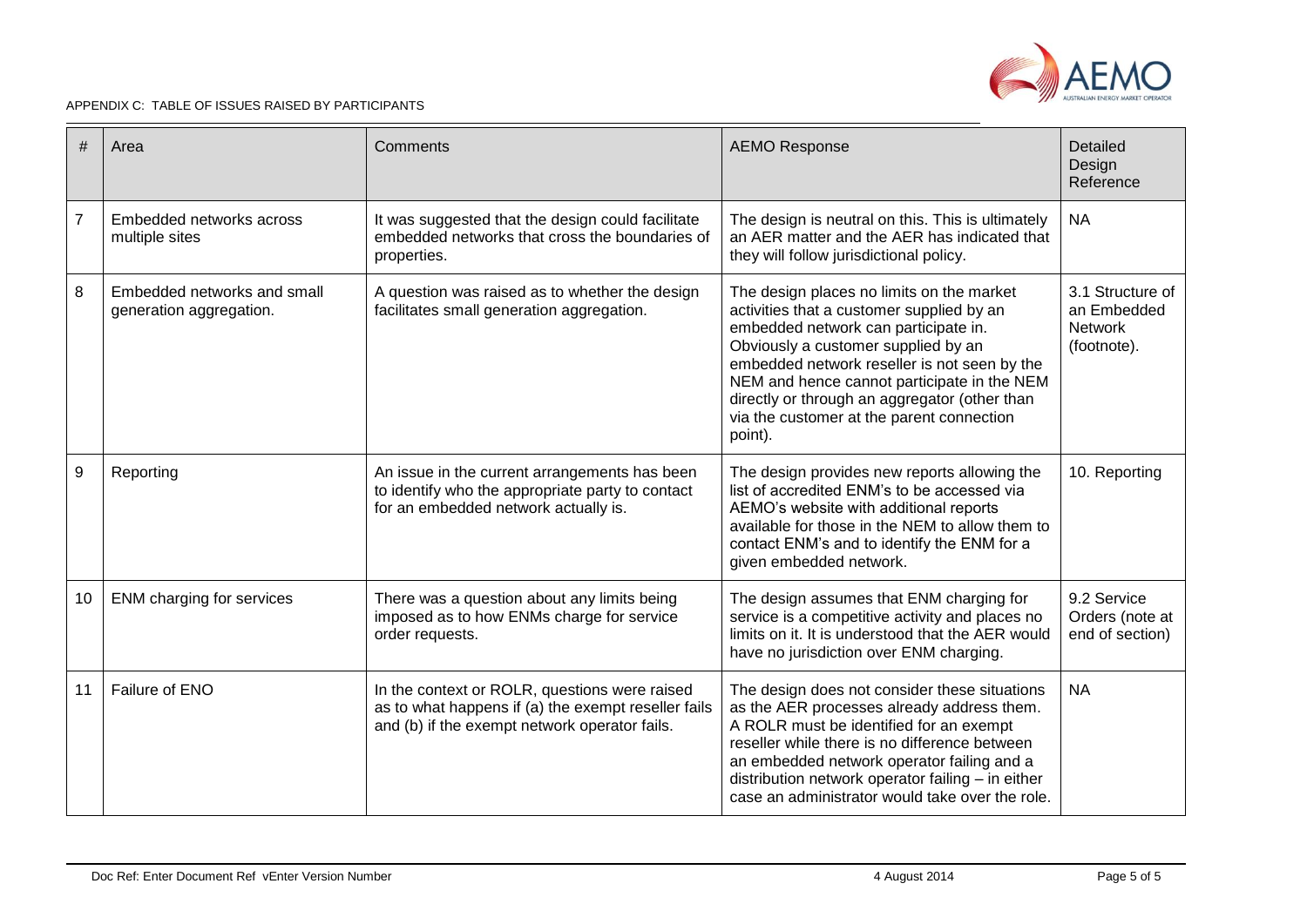| # | Area | Comments | AEMO Response | Detailed Design Reference |
|---|---|---|---|---|
| 7 | Embedded networks across multiple sites | It was suggested that the design could facilitate embedded networks that cross the boundaries of properties. | The design is neutral on this. This is ultimately an AER matter and the AER has indicated that they will follow jurisdictional policy. | NA |
| 8 | Embedded networks and small generation aggregation. | A question was raised as to whether the design facilitates small generation aggregation. | The design places no limits on the market activities that a customer supplied by an embedded network can participate in. Obviously a customer supplied by an embedded network reseller is not seen by the NEM and hence cannot participate in the NEM directly or through an aggregator (other than via the customer at the parent connection point). | 3.1 Structure of an Embedded Network (footnote). |
| 9 | Reporting | An issue in the current arrangements has been to identify who the appropriate party to contact for an embedded network actually is. | The design provides new reports allowing the list of accredited ENM's to be accessed via AEMO's website with additional reports available for those in the NEM to allow them to contact ENM's and to identify the ENM for a given embedded network. | 10. Reporting |
| 10 | ENM charging for services | There was a question about any limits being imposed as to how ENMs charge for service order requests. | The design assumes that ENM charging for service is a competitive activity and places no limits on it. It is understood that the AER would have no jurisdiction over ENM charging. | 9.2 Service Orders (note at end of section) |
| 11 | Failure of ENO | In the context or ROLR, questions were raised as to what happens if (a) the exempt reseller fails and (b) if the exempt network operator fails. | The design does not consider these situations as the AER processes already address them. A ROLR must be identified for an exempt reseller while there is no difference between an embedded network operator failing and a distribution network operator failing – in either case an administrator would take over the role. | NA |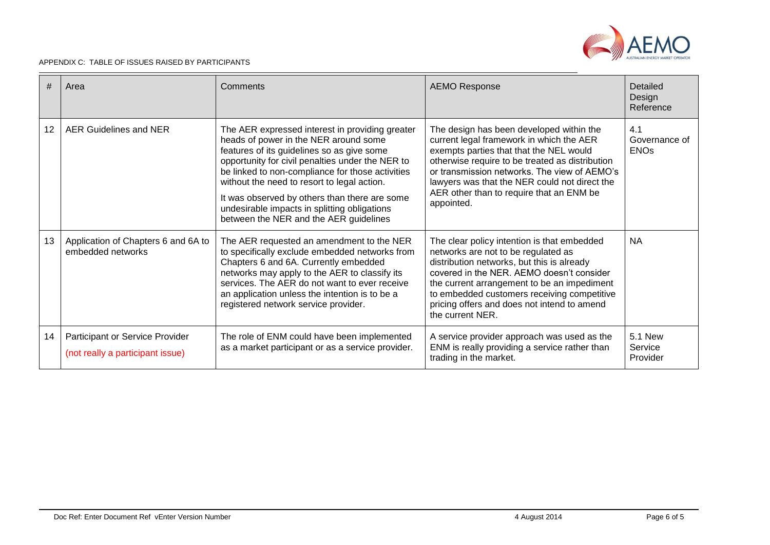| # | Area | Comments | AEMO Response | Detailed Design Reference |
|---|---|---|---|---|
| 12 | AER Guidelines and NER | The AER expressed interest in providing greater heads of power in the NER around some features of its guidelines so as give some opportunity for civil penalties under the NER to be linked to non-compliance for those activities without the need to resort to legal action.<br><br>It was observed by others than there are some undesirable impacts in splitting obligations between the NER and the AER guidelines | The design has been developed within the current legal framework in which the AER exempts parties that that the NEL would otherwise require to be treated as distribution or transmission networks. The view of AEMO's lawyers was that the NER could not direct the AER other than to require that an ENM be appointed. | 4.1 Governance of ENOs |
| 13 | Application of Chapters 6 and 6A to embedded networks | The AER requested an amendment to the NER to specifically exclude embedded networks from Chapters 6 and 6A. Currently embedded networks may apply to the AER to classify its services. The AER do not want to ever receive an application unless the intention is to be a registered network service provider. | The clear policy intention is that embedded networks are not to be regulated as distribution networks, but this is already covered in the NER. AEMO doesn't consider the current arrangement to be an impediment to embedded customers receiving competitive pricing offers and does not intend to amend the current NER. | NA |
| 14 | Participant or Service Provider<br>(not really a participant issue) | The role of ENM could have been implemented as a market participant or as a service provider. | A service provider approach was used as the ENM is really providing a service rather than trading in the market. | 5.1 New Service Provider |